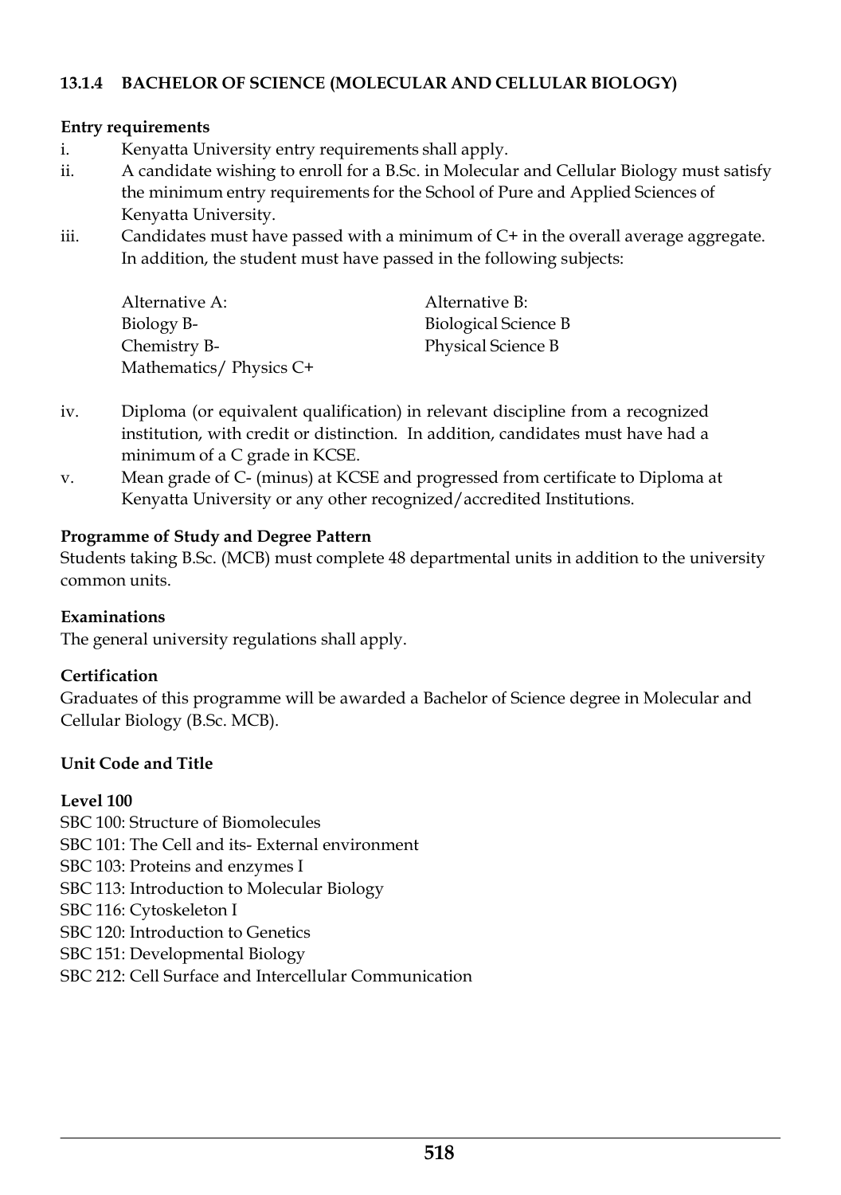### 13.1.4 BACHELOR OF SCIENCE (MOLECULAR AND CELLULAR BIOLOGY)

**Entry requirements**

i. Kenyatta University entry requirements shall apply.

ii. A candidate wishing to enroll for a B.Sc. in Molecular and Cellular Biology must satisfy the minimum entry requirements for the School of Pure and Applied Sciences of Kenyatta University.

iii. Candidates must have passed with a minimum of C+ in the overall average aggregate. In addition, the student must have passed in the following subjects:

| Alternative A: | Alternative B: |
|---|---|
| Biology B- | Biological Science B |
| Chemistry B- | Physical Science B |
| Mathematics/ Physics C+ | |

iv. Diploma (or equivalent qualification) in relevant discipline from a recognized institution, with credit or distinction. In addition, candidates must have had a minimum of a C grade in KCSE.

v. Mean grade of C- (minus) at KCSE and progressed from certificate to Diploma at Kenyatta University or any other recognized/accredited Institutions.

**Programme of Study and Degree Pattern**

Students taking B.Sc. (MCB) must complete 48 departmental units in addition to the university common units.

**Examinations**

The general university regulations shall apply.

**Certification**

Graduates of this programme will be awarded a Bachelor of Science degree in Molecular and Cellular Biology (B.Sc. MCB).

**Unit Code and Title**

**Level 100**

SBC 100: Structure of Biomolecules
SBC 101: The Cell and its- External environment
SBC 103: Proteins and enzymes I
SBC 113: Introduction to Molecular Biology
SBC 116: Cytoskeleton I
SBC 120: Introduction to Genetics
SBC 151: Developmental Biology
SBC 212: Cell Surface and Intercellular Communication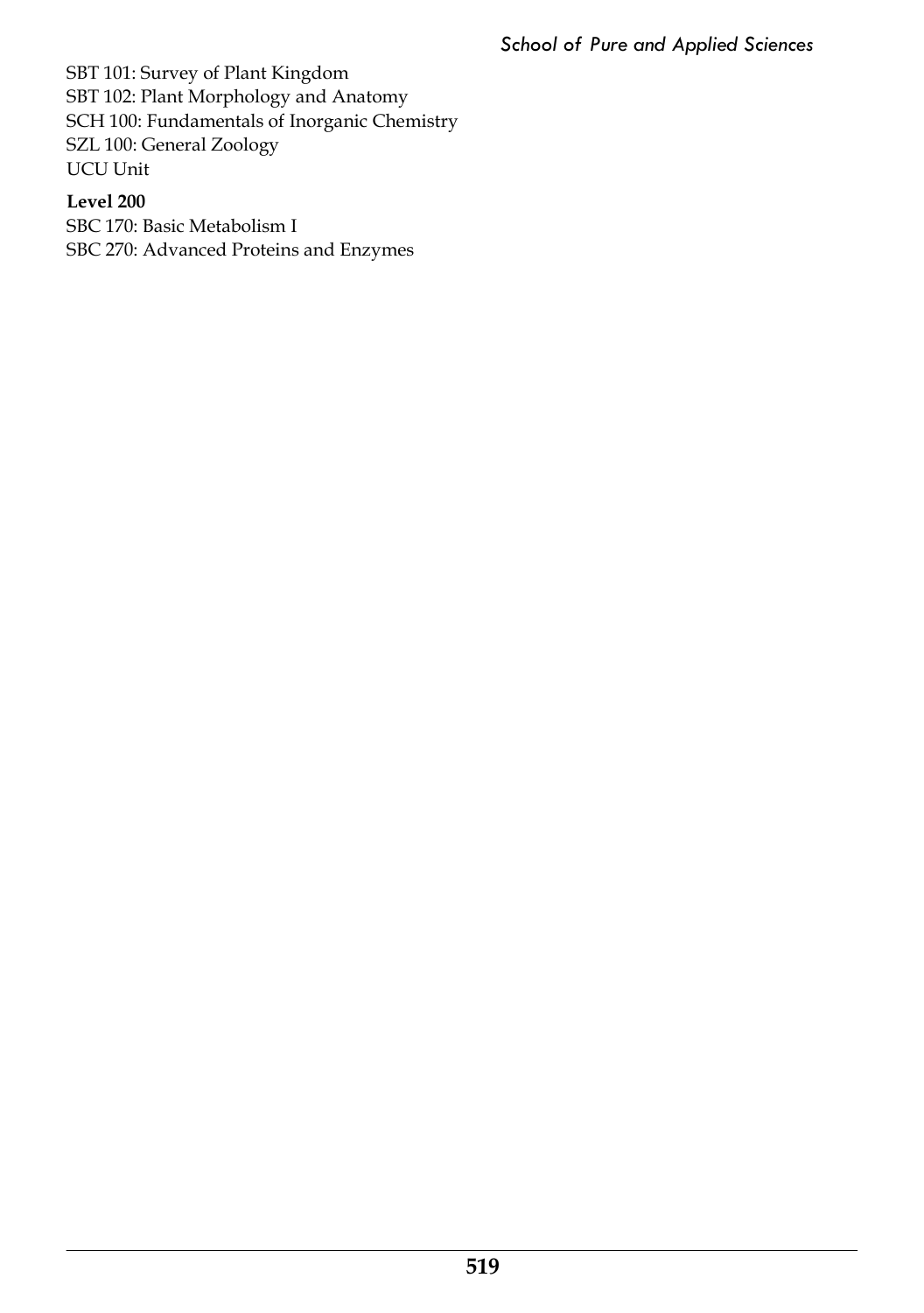SBT 101: Survey of Plant Kingdom
SBT 102: Plant Morphology and Anatomy
SCH 100: Fundamentals of Inorganic Chemistry
SZL 100: General Zoology
UCU Unit

**Level 200**

SBC 170: Basic Metabolism I
SBC 270: Advanced Proteins and Enzymes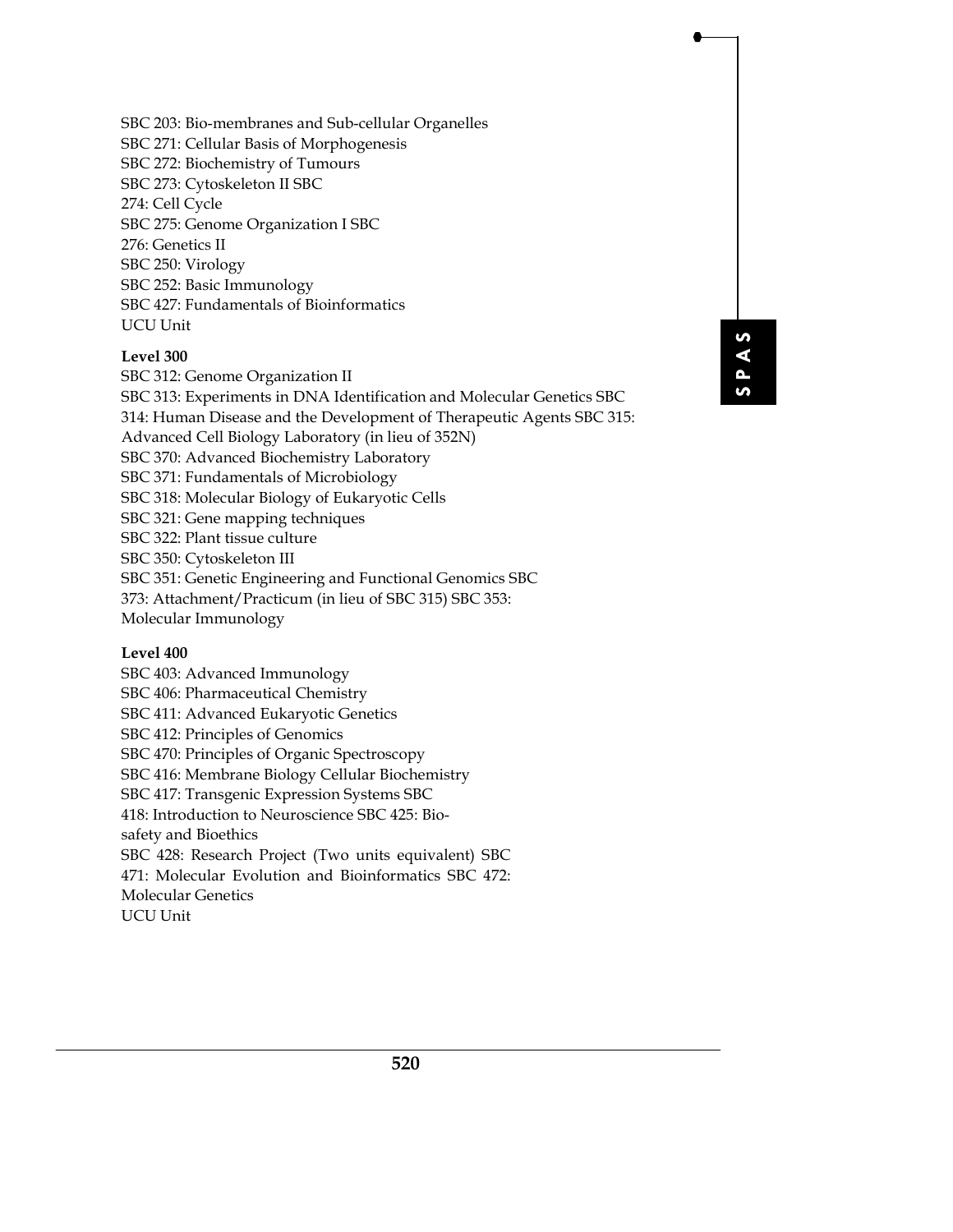SBC 203: Bio-membranes and Sub-cellular Organelles
SBC 271: Cellular Basis of Morphogenesis
SBC 272: Biochemistry of Tumours
SBC 273: Cytoskeleton II SBC
274: Cell Cycle
SBC 275: Genome Organization I SBC
276: Genetics II
SBC 250: Virology
SBC 252: Basic Immunology
SBC 427: Fundamentals of Bioinformatics
UCU Unit

**Level 300**

SBC 312: Genome Organization II
SBC 313: Experiments in DNA Identification and Molecular Genetics SBC
314: Human Disease and the Development of Therapeutic Agents SBC 315:
Advanced Cell Biology Laboratory (in lieu of 352N)
SBC 370: Advanced Biochemistry Laboratory
SBC 371: Fundamentals of Microbiology
SBC 318: Molecular Biology of Eukaryotic Cells
SBC 321: Gene mapping techniques
SBC 322: Plant tissue culture
SBC 350: Cytoskeleton III
SBC 351: Genetic Engineering and Functional Genomics SBC
373: Attachment/Practicum (in lieu of SBC 315) SBC 353:
Molecular Immunology

**Level 400**

SBC 403: Advanced Immunology
SBC 406: Pharmaceutical Chemistry
SBC 411: Advanced Eukaryotic Genetics
SBC 412: Principles of Genomics
SBC 470: Principles of Organic Spectroscopy
SBC 416: Membrane Biology Cellular Biochemistry
SBC 417: Transgenic Expression Systems SBC
418: Introduction to Neuroscience SBC 425: Bio-
safety and Bioethics
SBC 428: Research Project (Two units equivalent) SBC
471: Molecular Evolution and Bioinformatics SBC 472:
Molecular Genetics
UCU Unit